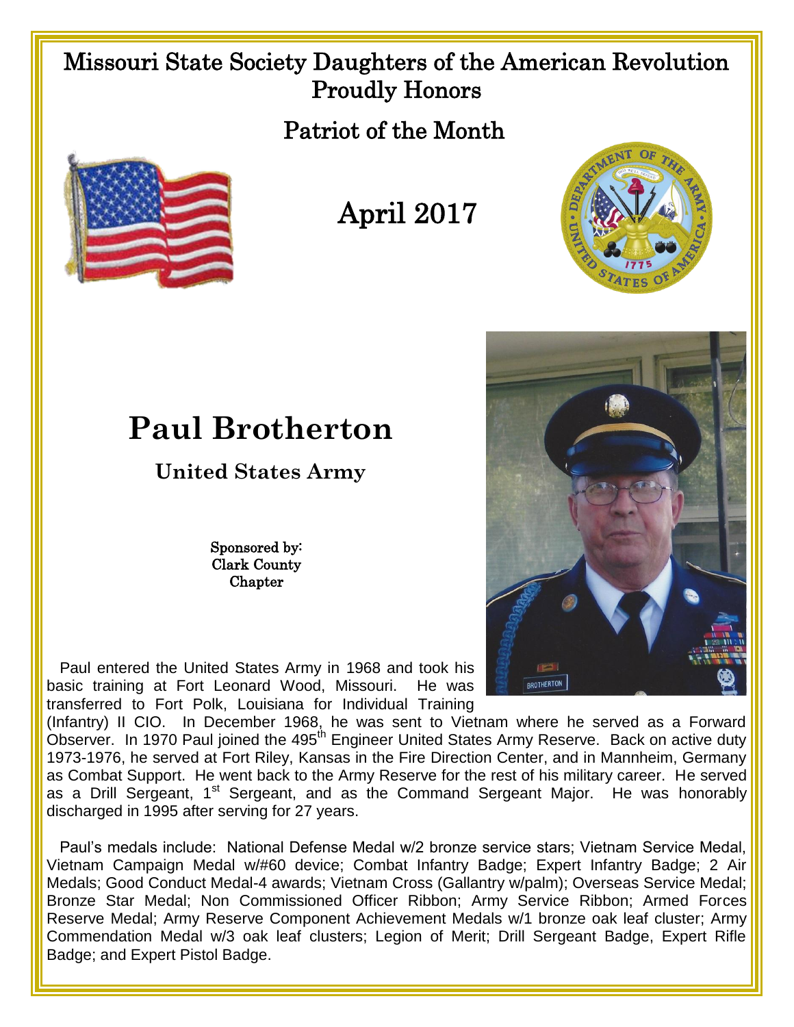# Missouri State Society Daughters of the American Revolution
## Proudly Honors

## Patriot of the Month

## April 2017

# Paul Brotherton

### United States Army

Sponsored by:
Clark County
Chapter

Paul entered the United States Army in 1968 and took his basic training at Fort Leonard Wood, Missouri. He was transferred to Fort Polk, Louisiana for Individual Training (Infantry) II CIO. In December 1968, he was sent to Vietnam where he served as a Forward Observer. In 1970 Paul joined the 495th Engineer United States Army Reserve. Back on active duty 1973-1976, he served at Fort Riley, Kansas in the Fire Direction Center, and in Mannheim, Germany as Combat Support. He went back to the Army Reserve for the rest of his military career. He served as a Drill Sergeant, 1st Sergeant, and as the Command Sergeant Major. He was honorably discharged in 1995 after serving for 27 years.

Paul's medals include: National Defense Medal w/2 bronze service stars; Vietnam Service Medal, Vietnam Campaign Medal w/#60 device; Combat Infantry Badge; Expert Infantry Badge; 2 Air Medals; Good Conduct Medal-4 awards; Vietnam Cross (Gallantry w/palm); Overseas Service Medal; Bronze Star Medal; Non Commissioned Officer Ribbon; Army Service Ribbon; Armed Forces Reserve Medal; Army Reserve Component Achievement Medals w/1 bronze oak leaf cluster; Army Commendation Medal w/3 oak leaf clusters; Legion of Merit; Drill Sergeant Badge, Expert Rifle Badge; and Expert Pistol Badge.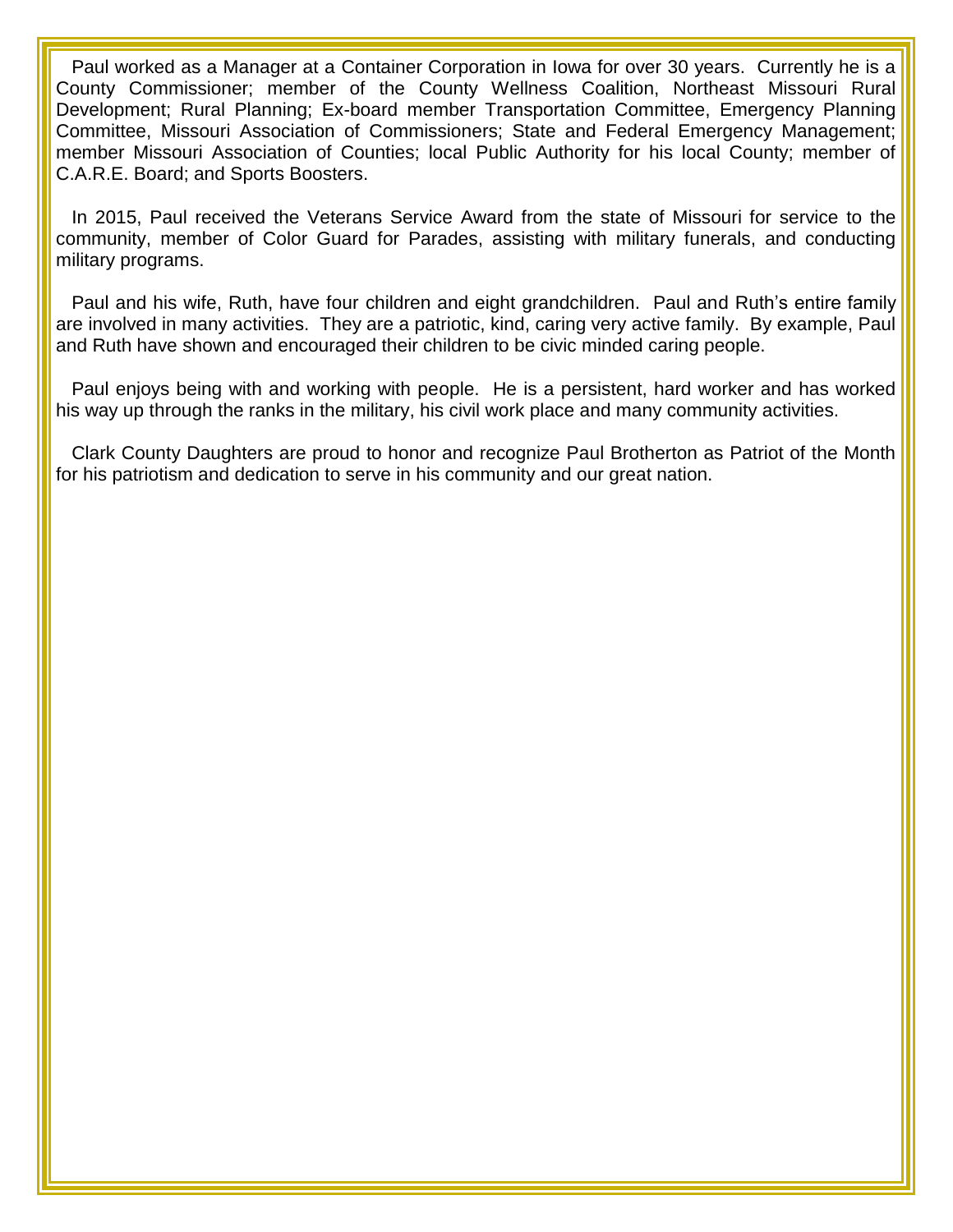Paul worked as a Manager at a Container Corporation in Iowa for over 30 years. Currently he is a County Commissioner; member of the County Wellness Coalition, Northeast Missouri Rural Development; Rural Planning; Ex-board member Transportation Committee, Emergency Planning Committee, Missouri Association of Commissioners; State and Federal Emergency Management; member Missouri Association of Counties; local Public Authority for his local County; member of C.A.R.E. Board; and Sports Boosters.

In 2015, Paul received the Veterans Service Award from the state of Missouri for service to the community, member of Color Guard for Parades, assisting with military funerals, and conducting military programs.

Paul and his wife, Ruth, have four children and eight grandchildren. Paul and Ruth's entire family are involved in many activities. They are a patriotic, kind, caring very active family. By example, Paul and Ruth have shown and encouraged their children to be civic minded caring people.

Paul enjoys being with and working with people. He is a persistent, hard worker and has worked his way up through the ranks in the military, his civil work place and many community activities.

Clark County Daughters are proud to honor and recognize Paul Brotherton as Patriot of the Month for his patriotism and dedication to serve in his community and our great nation.